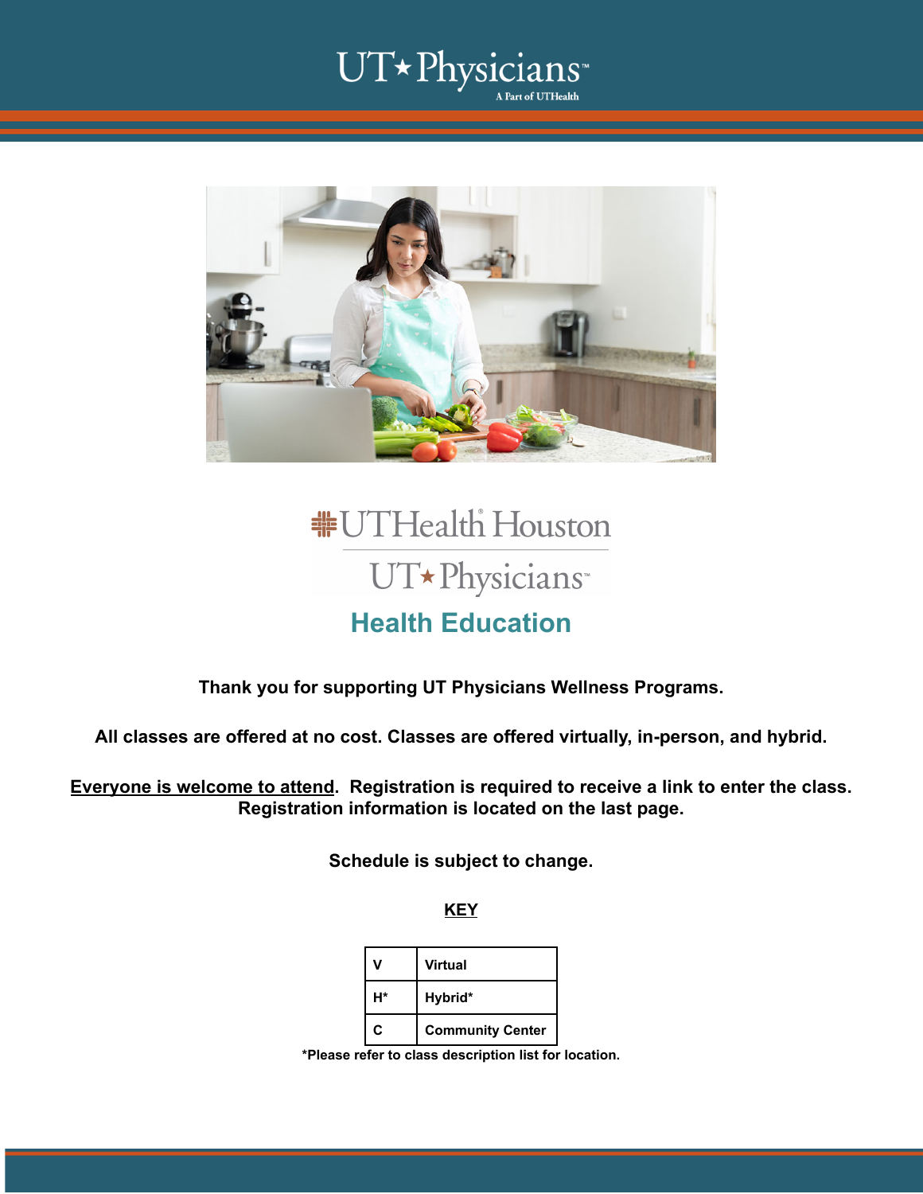UT★Physicians

A Part of UTHealth

UTHealth Houston

UT★Physicians

## Health Education

**Thank you for supporting UT Physicians Wellness Programs.**

**All classes are offered at no cost. Classes are offered virtually, in-person, and hybrid.**

**Everyone is welcome to attend. Registration is required to receive a link to enter the class. Registration information is located on the last page.**

**Schedule is subject to change.**

**KEY**

| | |
|---|---|
| V | Virtual |
| H* | Hybrid* |
| C | Community Center |

***Please refer to class description list for location.**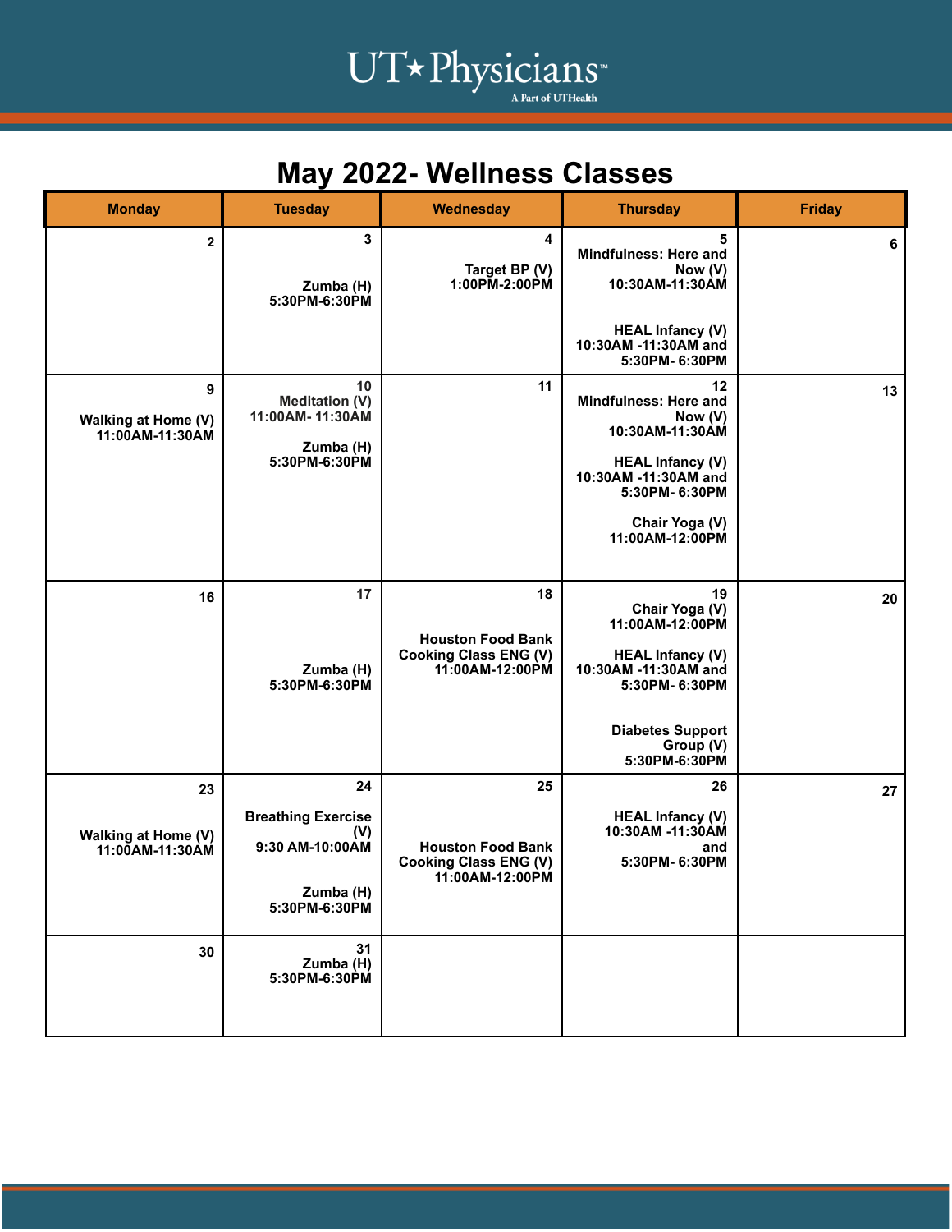UT★Physicians™
A Part of UTHealth

# May 2022- Wellness Classes

| Monday | Tuesday | Wednesday | Thursday | Friday |
|---|---|---|---|---|
| 2 | 3<br>Zumba (H)<br>5:30PM-6:30PM | 4<br>Target BP (V)<br>1:00PM-2:00PM | 5<br>Mindfulness: Here and Now (V)<br>10:30AM-11:30AM<br><br>HEAL Infancy (V)<br>10:30AM -11:30AM and 5:30PM- 6:30PM | 6 |
| 9<br>Walking at Home (V)<br>11:00AM-11:30AM | 10<br>Meditation (V)<br>11:00AM- 11:30AM<br><br>Zumba (H)<br>5:30PM-6:30PM | 11 | 12<br>Mindfulness: Here and Now (V)<br>10:30AM-11:30AM<br><br>HEAL Infancy (V)<br>10:30AM -11:30AM and 5:30PM- 6:30PM<br><br>Chair Yoga (V)<br>11:00AM-12:00PM | 13 |
| 16 | 17<br>Zumba (H)<br>5:30PM-6:30PM | 18<br>Houston Food Bank Cooking Class ENG (V)<br>11:00AM-12:00PM | 19<br>Chair Yoga (V)<br>11:00AM-12:00PM<br><br>HEAL Infancy (V)<br>10:30AM -11:30AM and 5:30PM- 6:30PM<br><br>Diabetes Support Group (V)<br>5:30PM-6:30PM | 20 |
| 23<br>Walking at Home (V)<br>11:00AM-11:30AM | 24<br>Breathing Exercise (V)<br>9:30 AM-10:00AM<br><br>Zumba (H)<br>5:30PM-6:30PM | 25<br>Houston Food Bank Cooking Class ENG (V)<br>11:00AM-12:00PM | 26<br>HEAL Infancy (V)<br>10:30AM -11:30AM and 5:30PM- 6:30PM | 27 |
| 30 | 31<br>Zumba (H)<br>5:30PM-6:30PM | | | |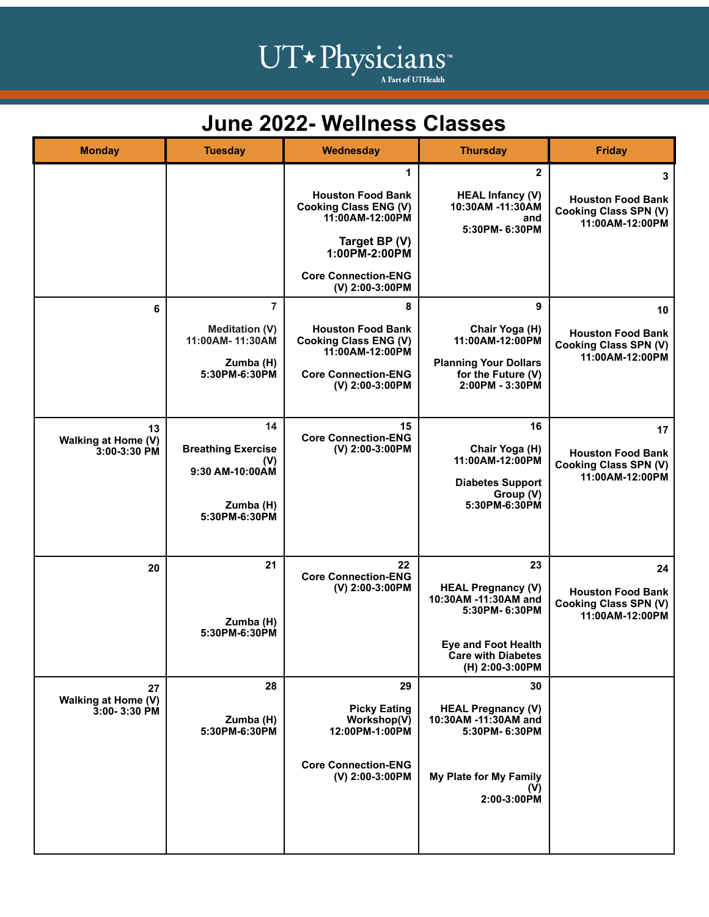UT★Physicians™
A Part of UTHealth

# June 2022- Wellness Classes

| Monday | Tuesday | Wednesday | Thursday | Friday |
|---|---|---|---|---|
| | | 1<br>**Houston Food Bank Cooking Class ENG (V)** 11:00AM-12:00PM<br>**Target BP (V)** 1:00PM-2:00PM<br>**Core Connection-ENG (V)** 2:00-3:00PM | 2<br>**HEAL Infancy (V)** 10:30AM -11:30AM and 5:30PM- 6:30PM | 3<br>**Houston Food Bank Cooking Class SPN (V)** 11:00AM-12:00PM |
| 6 | 7<br>**Meditation (V)** 11:00AM- 11:30AM<br>**Zumba (H)** 5:30PM-6:30PM | 8<br>**Houston Food Bank Cooking Class ENG (V)** 11:00AM-12:00PM<br>**Core Connection-ENG (V)** 2:00-3:00PM | 9<br>**Chair Yoga (H)** 11:00AM-12:00PM<br>**Planning Your Dollars for the Future (V)** 2:00PM - 3:30PM | 10<br>**Houston Food Bank Cooking Class SPN (V)** 11:00AM-12:00PM |
| 13<br>**Walking at Home (V)** 3:00-3:30 PM | 14<br>**Breathing Exercise (V)** 9:30 AM-10:00AM<br>**Zumba (H)** 5:30PM-6:30PM | 15<br>**Core Connection-ENG (V)** 2:00-3:00PM | 16<br>**Chair Yoga (H)** 11:00AM-12:00PM<br>**Diabetes Support Group (V)** 5:30PM-6:30PM | 17<br>**Houston Food Bank Cooking Class SPN (V)** 11:00AM-12:00PM |
| 20 | 21<br>**Zumba (H)** 5:30PM-6:30PM | 22<br>**Core Connection-ENG (V)** 2:00-3:00PM | 23<br>**HEAL Pregnancy (V)** 10:30AM -11:30AM and 5:30PM- 6:30PM<br>**Eye and Foot Health Care with Diabetes (H)** 2:00-3:00PM | 24<br>**Houston Food Bank Cooking Class SPN (V)** 11:00AM-12:00PM |
| 27<br>**Walking at Home (V)** 3:00- 3:30 PM | 28<br>**Zumba (H)** 5:30PM-6:30PM | 29<br>**Picky Eating Workshop(V)** 12:00PM-1:00PM<br>**Core Connection-ENG (V)** 2:00-3:00PM | 30<br>**HEAL Pregnancy (V)** 10:30AM -11:30AM and 5:30PM- 6:30PM<br>**My Plate for My Family (V)** 2:00-3:00PM | |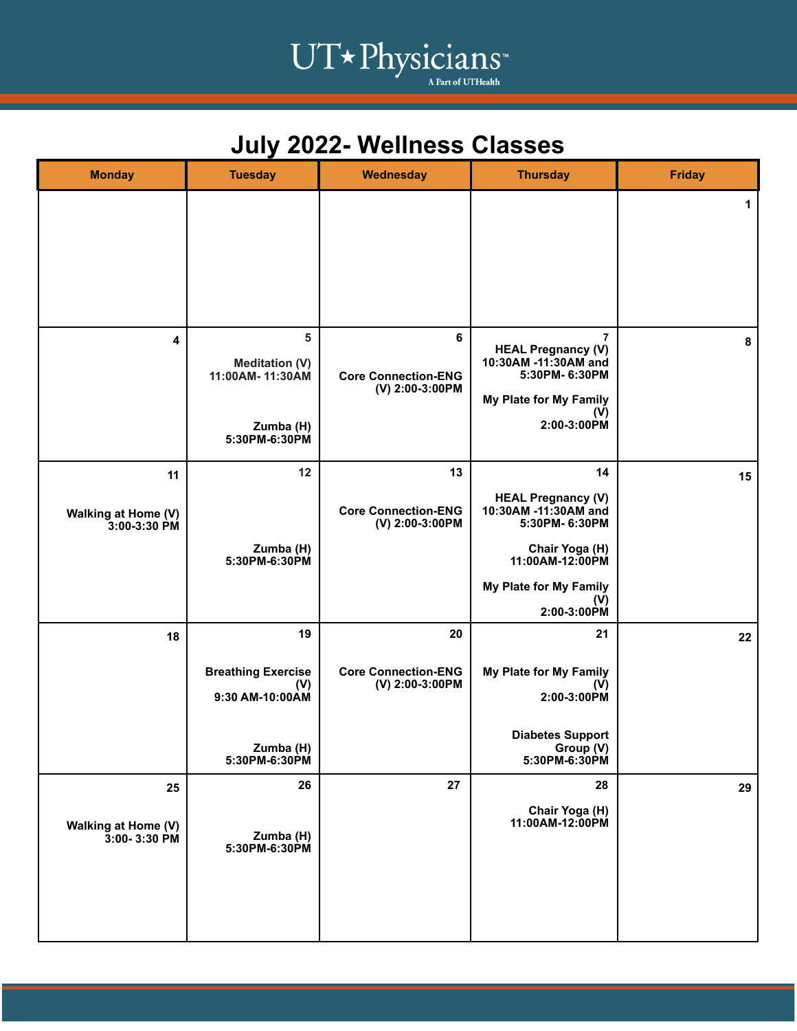# July 2022- Wellness Classes

| Monday | Tuesday | Wednesday | Thursday | Friday |
|---|---|---|---|---|
| | | | | 1 |
| 4 | 5<br>Meditation (V)<br>11:00AM- 11:30AM<br><br>Zumba (H)<br>5:30PM-6:30PM | 6<br>Core Connection-ENG (V) 2:00-3:00PM | 7<br>HEAL Pregnancy (V)<br>10:30AM -11:30AM and 5:30PM- 6:30PM<br><br>My Plate for My Family (V)<br>2:00-3:00PM | 8 |
| 11<br>Walking at Home (V)<br>3:00-3:30 PM | 12<br>Zumba (H)<br>5:30PM-6:30PM | 13<br>Core Connection-ENG (V) 2:00-3:00PM | 14<br>HEAL Pregnancy (V)<br>10:30AM -11:30AM and 5:30PM- 6:30PM<br><br>Chair Yoga (H)<br>11:00AM-12:00PM<br><br>My Plate for My Family (V)<br>2:00-3:00PM | 15 |
| 18 | 19<br>Breathing Exercise (V)<br>9:30 AM-10:00AM<br><br>Zumba (H)<br>5:30PM-6:30PM | 20<br>Core Connection-ENG (V) 2:00-3:00PM | 21<br>My Plate for My Family (V)<br>2:00-3:00PM<br><br>Diabetes Support Group (V)<br>5:30PM-6:30PM | 22 |
| 25<br>Walking at Home (V)<br>3:00- 3:30 PM | 26<br>Zumba (H)<br>5:30PM-6:30PM | 27 | 28<br>Chair Yoga (H)<br>11:00AM-12:00PM | 29 |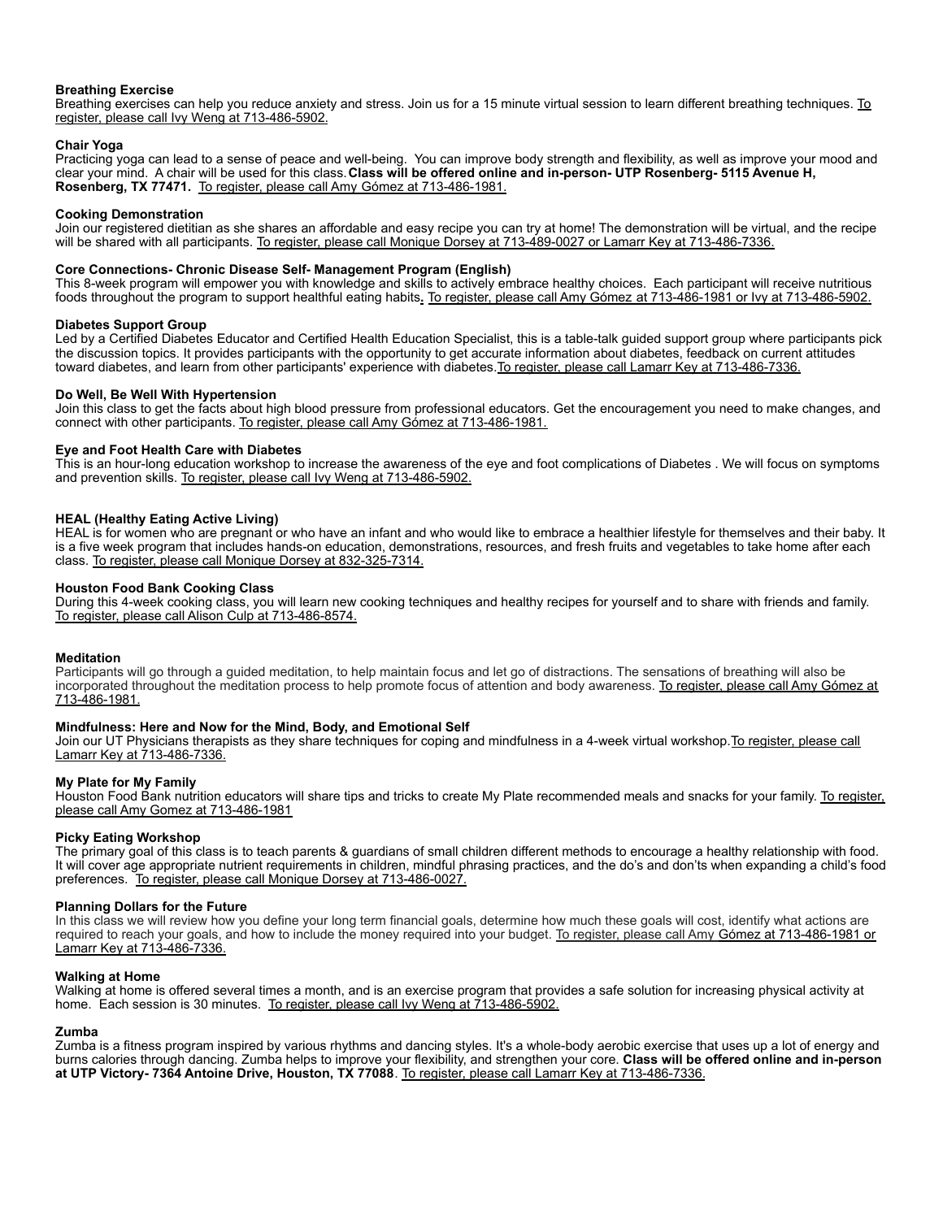**Breathing Exercise**

Breathing exercises can help you reduce anxiety and stress. Join us for a 15 minute virtual session to learn different breathing techniques. To register, please call Ivy Weng at 713-486-5902.

**Chair Yoga**

Practicing yoga can lead to a sense of peace and well-being. You can improve body strength and flexibility, as well as improve your mood and clear your mind. A chair will be used for this class. **Class will be offered online and in-person- UTP Rosenberg- 5115 Avenue H, Rosenberg, TX 77471.** To register, please call Amy Gómez at 713-486-1981.

**Cooking Demonstration**

Join our registered dietitian as she shares an affordable and easy recipe you can try at home! The demonstration will be virtual, and the recipe will be shared with all participants. To register, please call Monique Dorsey at 713-489-0027 or Lamarr Key at 713-486-7336.

**Core Connections- Chronic Disease Self- Management Program (English)**

This 8-week program will empower you with knowledge and skills to actively embrace healthy choices. Each participant will receive nutritious foods throughout the program to support healthful eating habits**.** To register, please call Amy Gómez at 713-486-1981 or Ivy at 713-486-5902.

**Diabetes Support Group**

Led by a Certified Diabetes Educator and Certified Health Education Specialist, this is a table-talk guided support group where participants pick the discussion topics. It provides participants with the opportunity to get accurate information about diabetes, feedback on current attitudes toward diabetes, and learn from other participants' experience with diabetes.To register, please call Lamarr Key at 713-486-7336.

**Do Well, Be Well With Hypertension**

Join this class to get the facts about high blood pressure from professional educators. Get the encouragement you need to make changes, and connect with other participants. To register, please call Amy Gómez at 713-486-1981.

**Eye and Foot Health Care with Diabetes**

This is an hour-long education workshop to increase the awareness of the eye and foot complications of Diabetes . We will focus on symptoms and prevention skills. To register, please call Ivy Weng at 713-486-5902.

**HEAL (Healthy Eating Active Living)**

HEAL is for women who are pregnant or who have an infant and who would like to embrace a healthier lifestyle for themselves and their baby. It is a five week program that includes hands-on education, demonstrations, resources, and fresh fruits and vegetables to take home after each class. To register, please call Monique Dorsey at 832-325-7314.

**Houston Food Bank Cooking Class**

During this 4-week cooking class, you will learn new cooking techniques and healthy recipes for yourself and to share with friends and family. To register, please call Alison Culp at 713-486-8574.

**Meditation**

Participants will go through a guided meditation, to help maintain focus and let go of distractions. The sensations of breathing will also be incorporated throughout the meditation process to help promote focus of attention and body awareness. To register, please call Amy Gómez at 713-486-1981.

**Mindfulness: Here and Now for the Mind, Body, and Emotional Self**

Join our UT Physicians therapists as they share techniques for coping and mindfulness in a 4-week virtual workshop.To register, please call Lamarr Key at 713-486-7336.

**My Plate for My Family**

Houston Food Bank nutrition educators will share tips and tricks to create My Plate recommended meals and snacks for your family. To register, please call Amy Gomez at 713-486-1981

**Picky Eating Workshop**

The primary goal of this class is to teach parents & guardians of small children different methods to encourage a healthy relationship with food. It will cover age appropriate nutrient requirements in children, mindful phrasing practices, and the do's and don'ts when expanding a child's food preferences. To register, please call Monique Dorsey at 713-486-0027.

**Planning Dollars for the Future**

In this class we will review how you define your long term financial goals, determine how much these goals will cost, identify what actions are required to reach your goals, and how to include the money required into your budget. To register, please call Amy Gómez at 713-486-1981 or Lamarr Key at 713-486-7336.

**Walking at Home**

Walking at home is offered several times a month, and is an exercise program that provides a safe solution for increasing physical activity at home. Each session is 30 minutes. To register, please call Ivy Weng at 713-486-5902.

**Zumba**

Zumba is a fitness program inspired by various rhythms and dancing styles. It's a whole-body aerobic exercise that uses up a lot of energy and burns calories through dancing. Zumba helps to improve your flexibility, and strengthen your core. **Class will be offered online and in-person at UTP Victory- 7364 Antoine Drive, Houston, TX 77088**. To register, please call Lamarr Key at 713-486-7336.